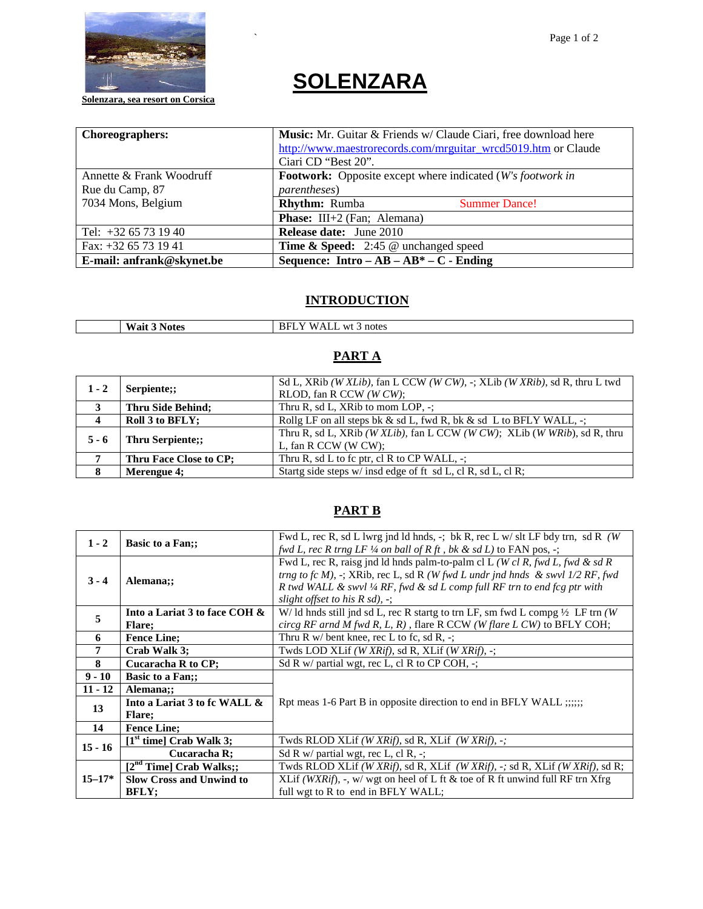Solenzara, sea resort on Corsica

# SOLENZARA

| | |
|---|---|
| **Choreographers:** | **Music:** Mr. Guitar & Friends w/ Claude Ciari, free download here http://www.maestrorecords.com/mrguitar_wrcd5019.htm or Claude Ciari CD "Best 20". |
| Annette & Frank Woodruff<br>Rue du Camp, 87<br>7034 Mons, Belgium | **Footwork:** Opposite except where indicated (*W's footwork in parentheses*) |
| | **Rhythm:** Rumba    Summer Dance! |
| | **Phase:** III+2 (Fan; Alemana) |
| Tel: +32 65 73 19 40 | **Release date:** June 2010 |
| Fax: +32 65 73 19 41 | **Time & Speed:** 2:45 @ unchanged speed |
| **E-mail: anfrank@skynet.be** | **Sequence: Intro – AB – AB* – C - Ending** |

## INTRODUCTION

| | | |
|---|---|---|
| | **Wait 3 Notes** | BFLY WALL wt 3 notes |

## PART A

| | | |
|---|---|---|
| **1 - 2** | **Serpiente;;** | Sd L, XRib *(W XLib)*, fan L CCW *(W CW)*, -; XLib *(W XRib)*, sd R, thru L twd RLOD, fan R CCW *(W CW)*; |
| **3** | **Thru Side Behind;** | Thru R, sd L, XRib to mom LOP, -; |
| **4** | **Roll 3 to BFLY;** | Rollg LF on all steps bk & sd L, fwd R, bk & sd L to BFLY WALL, -; |
| **5 - 6** | **Thru Serpiente;;** | Thru R, sd L, XRib *(W XLib)*, fan L CCW *(W CW)*; XLib (*W WRib*), sd R, thru L, fan R CCW (W CW); |
| **7** | **Thru Face Close to CP;** | Thru R, sd L to fc ptr, cl R to CP WALL, -; |
| **8** | **Merengue 4;** | Startg side steps w/ insd edge of ft sd L, cl R, sd L, cl R; |

## PART B

| | | |
|---|---|---|
| **1 - 2** | **Basic to a Fan;;** | Fwd L, rec R, sd L lwrg jnd ld hnds, -; bk R, rec L w/ slt LF bdy trn, sd R *(W fwd L, rec R trng LF ¼ on ball of R ft , bk & sd L)* to FAN pos, -; |
| **3 - 4** | **Alemana;;** | Fwd L, rec R, raisg jnd ld hnds palm-to-palm cl L *(W cl R, fwd L, fwd & sd R trng to fc M)*, -; XRib, rec L, sd R *(W fwd L undr jnd hnds & swvl 1/2 RF, fwd R twd WALL & swvl ¼ RF, fwd & sd L comp full RF trn to end fcg ptr with slight offset to his R sd)*, -; |
| **5** | **Into a Lariat 3 to face COH & Flare;** | W/ ld hnds still jnd sd L, rec R startg to trn LF, sm fwd L compg ½ LF trn *(W circg RF arnd M fwd R, L, R)* , flare R CCW *(W flare L CW)* to BFLY COH; |
| **6** | **Fence Line;** | Thru R w/ bent knee, rec L to fc, sd R, -; |
| **7** | **Crab Walk 3;** | Twds LOD XLif *(W XRif)*, sd R, XLif *(W XRif)*, -; |
| **8** | **Cucaracha R to CP;** | Sd R w/ partial wgt, rec L, cl R to CP COH, -; |
| **9 - 10** | **Basic to a Fan;;** | Rpt meas 1-6 Part B in opposite direction to end in BFLY WALL ;;;;;; |
| **11 - 12** | **Alemana;;** | |
| **13** | **Into a Lariat 3 to fc WALL & Flare;** | |
| **14** | **Fence Line;** | |
| **15 - 16** | **[1st time] Crab Walk 3;** | Twds RLOD XLif *(W XRif)*, sd R, XLif *(W XRif), -;* |
| | **Cucaracha R;** | Sd R w/ partial wgt, rec L, cl R, -; |
| **15–17*** | **[2nd Time] Crab Walks;;** | Twds RLOD XLif *(W XRif)*, sd R, XLif *(W XRif), -;* sd R, XLif *(W XRif)*, sd R; |
| | **Slow Cross and Unwind to BFLY;** | XLif *(WXRif)*, -, w/ wgt on heel of L ft & toe of R ft unwind full RF trn Xfrg full wgt to R to end in BFLY WALL; |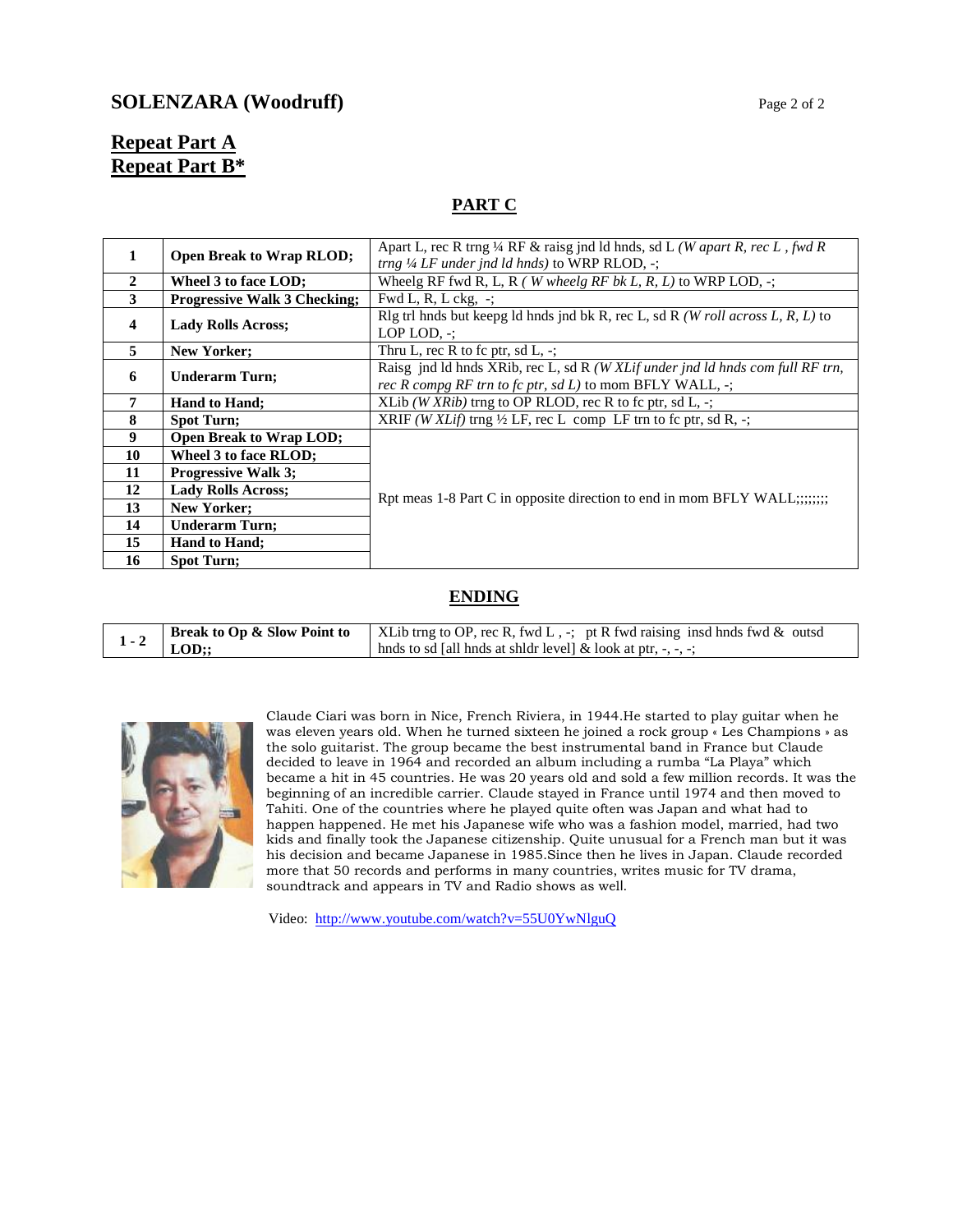## SOLENZARA (Woodruff)

## Repeat Part A
## Repeat Part B*

## PART C

| | | |
|---|---|---|
| **1** | **Open Break to Wrap RLOD;** | Apart L, rec R trng ¼ RF & raisg jnd ld hnds, sd L *(W apart R, rec L , fwd R trng ¼ LF under jnd ld hnds)* to WRP RLOD, -; |
| **2** | **Wheel 3 to face LOD;** | Wheelg RF fwd R, L, R *( W wheelg RF bk L, R, L)* to WRP LOD, -; |
| **3** | **Progressive Walk 3 Checking;** | Fwd L, R, L ckg, -; |
| **4** | **Lady Rolls Across;** | Rlg trl hnds but keepg ld hnds jnd bk R, rec L, sd R *(W roll across L, R, L)* to LOP LOD, -; |
| **5** | **New Yorker;** | Thru L, rec R to fc ptr, sd L, -; |
| **6** | **Underarm Turn;** | Raisg jnd ld hnds XRib, rec L, sd R *(W XLif under jnd ld hnds com full RF trn, rec R compg RF trn to fc ptr, sd L)* to mom BFLY WALL, -; |
| **7** | **Hand to Hand;** | XLib *(W XRib)* trng to OP RLOD, rec R to fc ptr, sd L, -; |
| **8** | **Spot Turn;** | XRIF *(W XLif)* trng ½ LF, rec L comp LF trn to fc ptr, sd R, -; |
| **9** | **Open Break to Wrap LOD;** | Rpt meas 1-8 Part C in opposite direction to end in mom BFLY WALL;;;;;;;; |
| **10** | **Wheel 3 to face RLOD;** | |
| **11** | **Progressive Walk 3;** | |
| **12** | **Lady Rolls Across;** | |
| **13** | **New Yorker;** | |
| **14** | **Underarm Turn;** | |
| **15** | **Hand to Hand;** | |
| **16** | **Spot Turn;** | |

## ENDING

| | | |
|---|---|---|
| **1 - 2** | **Break to Op & Slow Point to LOD;;** | XLib trng to OP, rec R, fwd L , -; pt R fwd raising insd hnds fwd & outsd hnds to sd [all hnds at shldr level] & look at ptr, -, -, -; |

Claude Ciari was born in Nice, French Riviera, in 1944.He started to play guitar when he was eleven years old. When he turned sixteen he joined a rock group « Les Champions » as the solo guitarist. The group became the best instrumental band in France but Claude decided to leave in 1964 and recorded an album including a rumba "La Playa" which became a hit in 45 countries. He was 20 years old and sold a few million records. It was the beginning of an incredible carrier. Claude stayed in France until 1974 and then moved to Tahiti. One of the countries where he played quite often was Japan and what had to happen happened. He met his Japanese wife who was a fashion model, married, had two kids and finally took the Japanese citizenship. Quite unusual for a French man but it was his decision and became Japanese in 1985.Since then he lives in Japan. Claude recorded more that 50 records and performs in many countries, writes music for TV drama, soundtrack and appears in TV and Radio shows as well.

Video: http://www.youtube.com/watch?v=55U0YwNlguQ